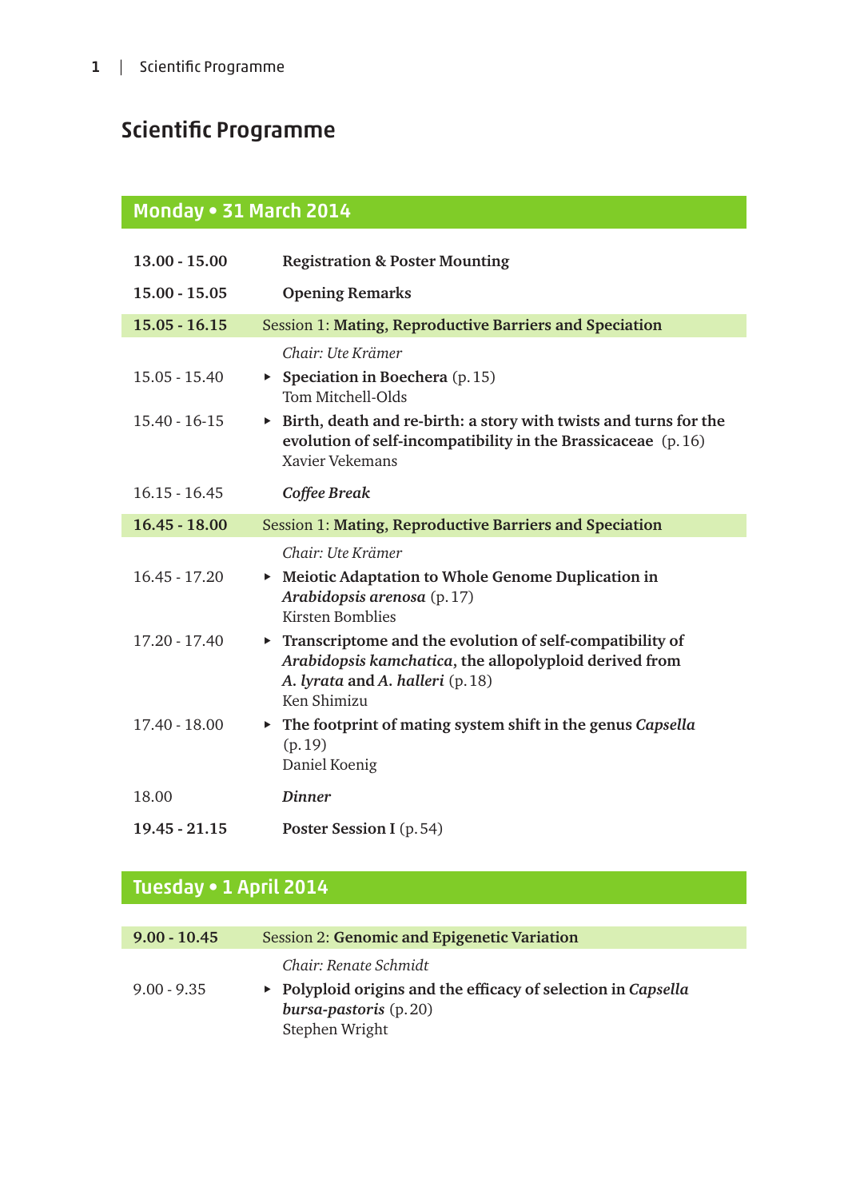# Scientific Programme

## Monday • 31 March 2014

**13.00 - 15.00** **Registration & Poster Mounting**

**15.00 - 15.05** **Opening Remarks**

**15.05 - 16.15** Session 1: **Mating, Reproductive Barriers and Speciation**

*Chair: Ute Krämer*

15.05 - 15.40
- **Speciation in Boechera** (p. 15)
  Tom Mitchell-Olds

15.40 - 16-15
- **Birth, death and re-birth: a story with twists and turns for the evolution of self-incompatibility in the Brassicaceae** (p. 16)
  Xavier Vekemans

16.15 - 16.45 ***Coffee Break***

**16.45 - 18.00** Session 1: **Mating, Reproductive Barriers and Speciation**

*Chair: Ute Krämer*

16.45 - 17.20
- **Meiotic Adaptation to Whole Genome Duplication in *Arabidopsis arenosa*** (p. 17)
  Kirsten Bomblies

17.20 - 17.40
- **Transcriptome and the evolution of self-compatibility of *Arabidopsis kamchatica*, the allopolyploid derived from *A. lyrata* and *A. halleri*** (p. 18)
  Ken Shimizu

17.40 - 18.00
- **The footprint of mating system shift in the genus *Capsella*** (p. 19)
  Daniel Koenig

18.00 ***Dinner***

**19.45 - 21.15** **Poster Session I** (p. 54)

## Tuesday • 1 April 2014

**9.00 - 10.45** Session 2: **Genomic and Epigenetic Variation**

*Chair: Renate Schmidt*

9.00 - 9.35
- **Polyploid origins and the efficacy of selection in *Capsella bursa-pastoris*** (p. 20)
  Stephen Wright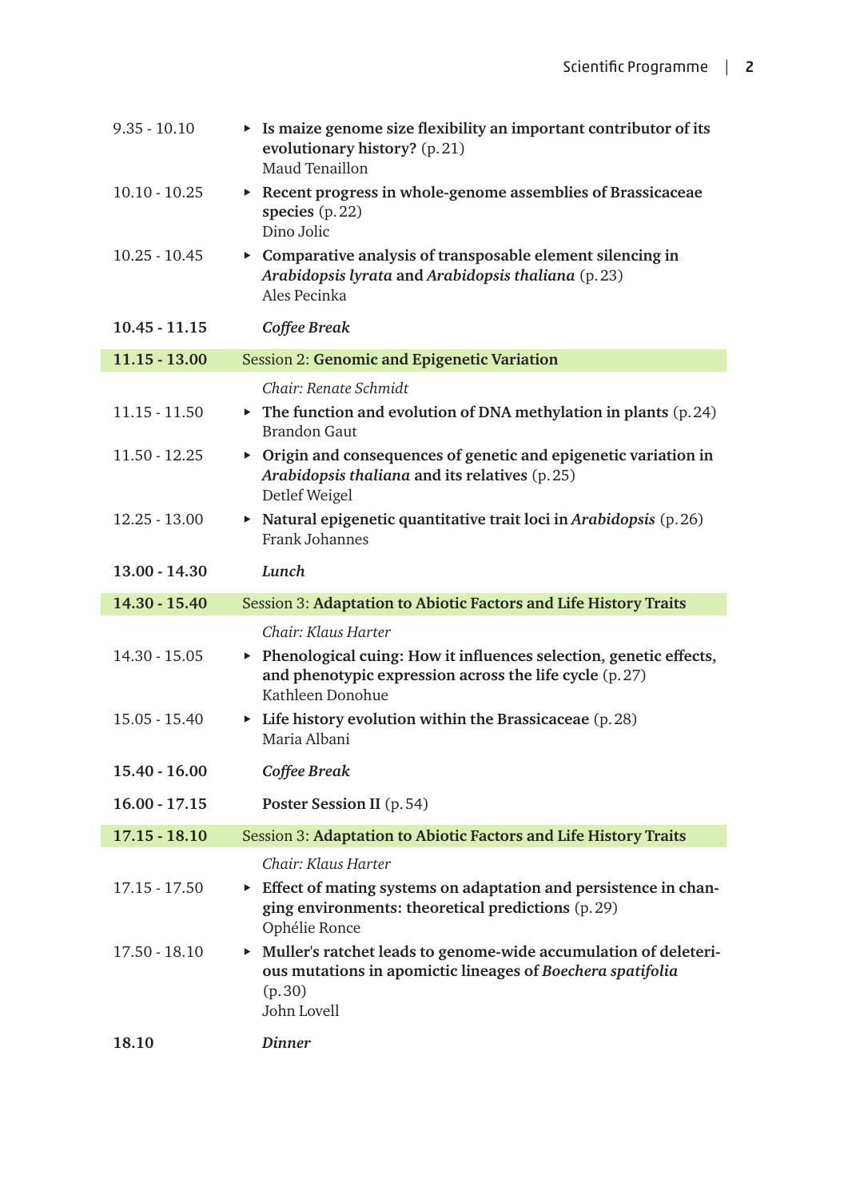9.35 - 10.10 ▸ **Is maize genome size flexibility an important contributor of its evolutionary history?** (p. 21)
Maud Tenaillon

10.10 - 10.25 ▸ **Recent progress in whole-genome assemblies of Brassicaceae species** (p. 22)
Dino Jolic

10.25 - 10.45 ▸ **Comparative analysis of transposable element silencing in *Arabidopsis lyrata* and *Arabidopsis thaliana*** (p. 23)
Ales Pecinka

**10.45 - 11.15** ***Coffee Break***

**11.15 - 13.00** Session 2: **Genomic and Epigenetic Variation**

*Chair: Renate Schmidt*

11.15 - 11.50 ▸ **The function and evolution of DNA methylation in plants** (p. 24)
Brandon Gaut

11.50 - 12.25 ▸ **Origin and consequences of genetic and epigenetic variation in *Arabidopsis thaliana* and its relatives** (p. 25)
Detlef Weigel

12.25 - 13.00 ▸ **Natural epigenetic quantitative trait loci in *Arabidopsis*** (p. 26)
Frank Johannes

**13.00 - 14.30** ***Lunch***

**14.30 - 15.40** Session 3: **Adaptation to Abiotic Factors and Life History Traits**

*Chair: Klaus Harter*

14.30 - 15.05 ▸ **Phenological cuing: How it influences selection, genetic effects, and phenotypic expression across the life cycle** (p. 27)
Kathleen Donohue

15.05 - 15.40 ▸ **Life history evolution within the Brassicaceae** (p. 28)
Maria Albani

**15.40 - 16.00** ***Coffee Break***

**16.00 - 17.15** **Poster Session II** (p. 54)

**17.15 - 18.10** Session 3: **Adaptation to Abiotic Factors and Life History Traits**

*Chair: Klaus Harter*

17.15 - 17.50 ▸ **Effect of mating systems on adaptation and persistence in changing environments: theoretical predictions** (p. 29)
Ophélie Ronce

17.50 - 18.10 ▸ **Muller's ratchet leads to genome-wide accumulation of deleterious mutations in apomictic lineages of *Boechera spatifolia*** (p. 30)
John Lovell

**18.10** ***Dinner***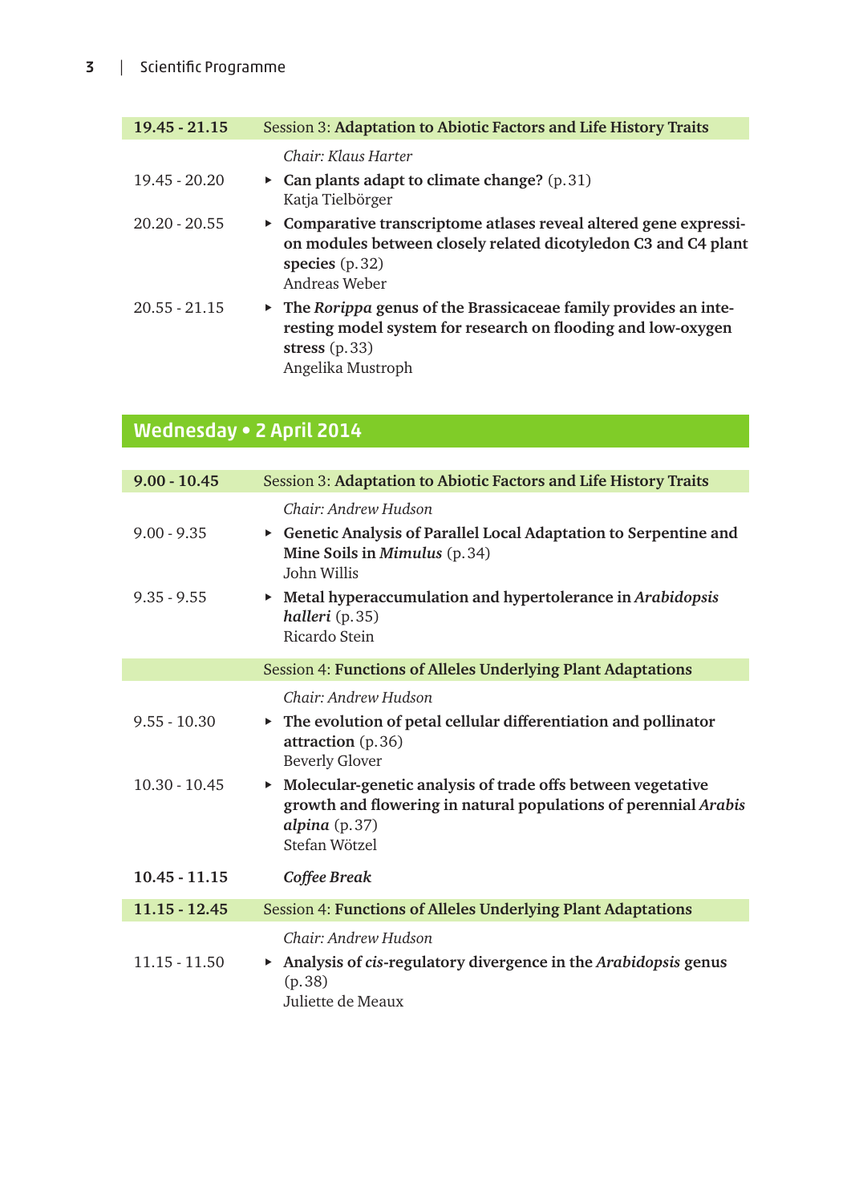| 19.45 - 21.15 | Session 3: **Adaptation to Abiotic Factors and Life History Traits** |
|---|---|
| | *Chair: Klaus Harter* |
| 19.45 - 20.20 | ▸ **Can plants adapt to climate change?** (p. 31)<br>Katja Tielbörger |
| 20.20 - 20.55 | ▸ **Comparative transcriptome atlases reveal altered gene expression modules between closely related dicotyledon C3 and C4 plant species** (p. 32)<br>Andreas Weber |
| 20.55 - 21.15 | ▸ **The *Rorippa* genus of the Brassicaceae family provides an interesting model system for research on flooding and low-oxygen stress** (p. 33)<br>Angelika Mustroph |

## Wednesday • 2 April 2014

| 9.00 - 10.45 | Session 3: **Adaptation to Abiotic Factors and Life History Traits** |
|---|---|
| | *Chair: Andrew Hudson* |
| 9.00 - 9.35 | ▸ **Genetic Analysis of Parallel Local Adaptation to Serpentine and Mine Soils in *Mimulus*** (p. 34)<br>John Willis |
| 9.35 - 9.55 | ▸ **Metal hyperaccumulation and hypertolerance in *Arabidopsis halleri*** (p. 35)<br>Ricardo Stein |
| | Session 4: **Functions of Alleles Underlying Plant Adaptations** |
| | *Chair: Andrew Hudson* |
| 9.55 - 10.30 | ▸ **The evolution of petal cellular differentiation and pollinator attraction** (p. 36)<br>Beverly Glover |
| 10.30 - 10.45 | ▸ **Molecular-genetic analysis of trade offs between vegetative growth and flowering in natural populations of perennial *Arabis alpina*** (p. 37)<br>Stefan Wötzel |
| **10.45 - 11.15** | ***Coffee Break*** |
| **11.15 - 12.45** | Session 4: **Functions of Alleles Underlying Plant Adaptations** |
| | *Chair: Andrew Hudson* |
| 11.15 - 11.50 | ▸ **Analysis of *cis*-regulatory divergence in the *Arabidopsis* genus** (p. 38)<br>Juliette de Meaux |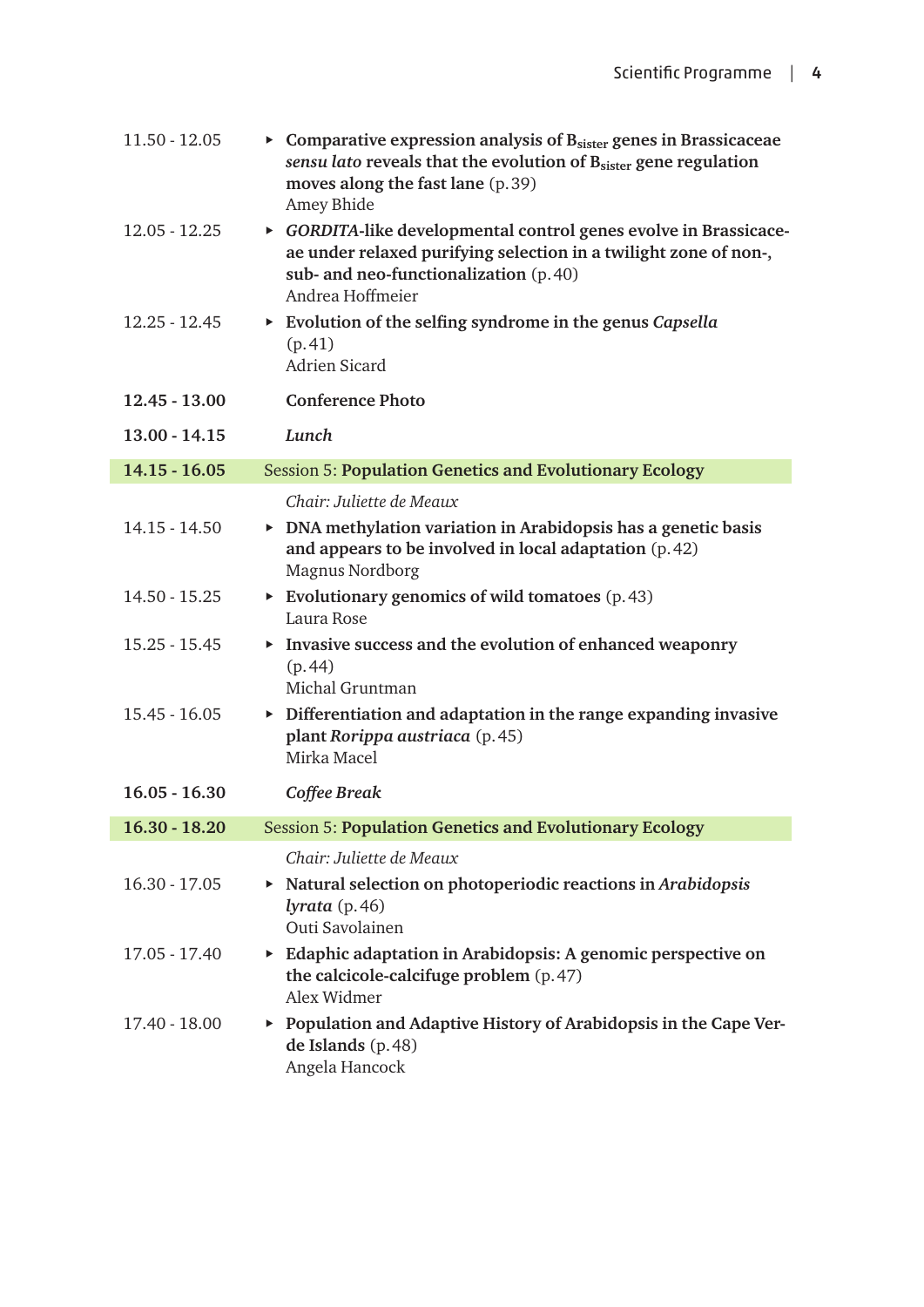11.50 - 12.05 ▸ **Comparative expression analysis of $B_{sister}$ genes in Brassicaceae *sensu lato* reveals that the evolution of $B_{sister}$ gene regulation moves along the fast lane** (p. 39)
Amey Bhide

12.05 - 12.25 ▸ ***GORDITA*-like developmental control genes evolve in Brassicaceae under relaxed purifying selection in a twilight zone of non-, sub- and neo-functionalization** (p. 40)
Andrea Hoffmeier

12.25 - 12.45 ▸ **Evolution of the selfing syndrome in the genus *Capsella*** (p. 41)
Adrien Sicard

**12.45 - 13.00** **Conference Photo**

**13.00 - 14.15** ***Lunch***

**14.15 - 16.05** Session 5: **Population Genetics and Evolutionary Ecology**

*Chair: Juliette de Meaux*

14.15 - 14.50 ▸ **DNA methylation variation in Arabidopsis has a genetic basis and appears to be involved in local adaptation** (p. 42)
Magnus Nordborg

14.50 - 15.25 ▸ **Evolutionary genomics of wild tomatoes** (p. 43)
Laura Rose

15.25 - 15.45 ▸ **Invasive success and the evolution of enhanced weaponry** (p. 44)
Michal Gruntman

15.45 - 16.05 ▸ **Differentiation and adaptation in the range expanding invasive plant *Rorippa austriaca*** (p. 45)
Mirka Macel

**16.05 - 16.30** ***Coffee Break***

**16.30 - 18.20** Session 5: **Population Genetics and Evolutionary Ecology**

*Chair: Juliette de Meaux*

16.30 - 17.05 ▸ **Natural selection on photoperiodic reactions in *Arabidopsis lyrata*** (p. 46)
Outi Savolainen

17.05 - 17.40 ▸ **Edaphic adaptation in Arabidopsis: A genomic perspective on the calcicole-calcifuge problem** (p. 47)
Alex Widmer

17.40 - 18.00 ▸ **Population and Adaptive History of Arabidopsis in the Cape Verde Islands** (p. 48)
Angela Hancock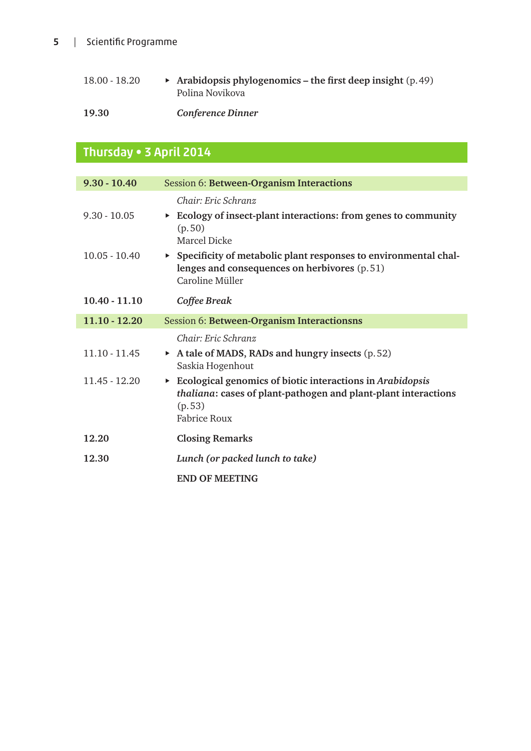18.00 - 18.20 ▸ **Arabidopsis phylogenomics – the first deep insight** (p. 49)
Polina Novikova

**19.30** ***Conference Dinner***

## Thursday • 3 April 2014

**9.30 - 10.40** Session 6: **Between-Organism Interactions**

*Chair: Eric Schranz*

9.30 - 10.05 ▸ **Ecology of insect-plant interactions: from genes to community** (p. 50)
Marcel Dicke

10.05 - 10.40 ▸ **Specificity of metabolic plant responses to environmental challenges and consequences on herbivores** (p. 51)
Caroline Müller

**10.40 - 11.10** ***Coffee Break***

**11.10 - 12.20** Session 6: **Between-Organism Interactionsns**

*Chair: Eric Schranz*

11.10 - 11.45 ▸ **A tale of MADS, RADs and hungry insects** (p. 52)
Saskia Hogenhout

11.45 - 12.20 ▸ **Ecological genomics of biotic interactions in *Arabidopsis thaliana*: cases of plant-pathogen and plant-plant interactions** (p. 53)
Fabrice Roux

**12.20** **Closing Remarks**

**12.30** ***Lunch (or packed lunch to take)***

**END OF MEETING**